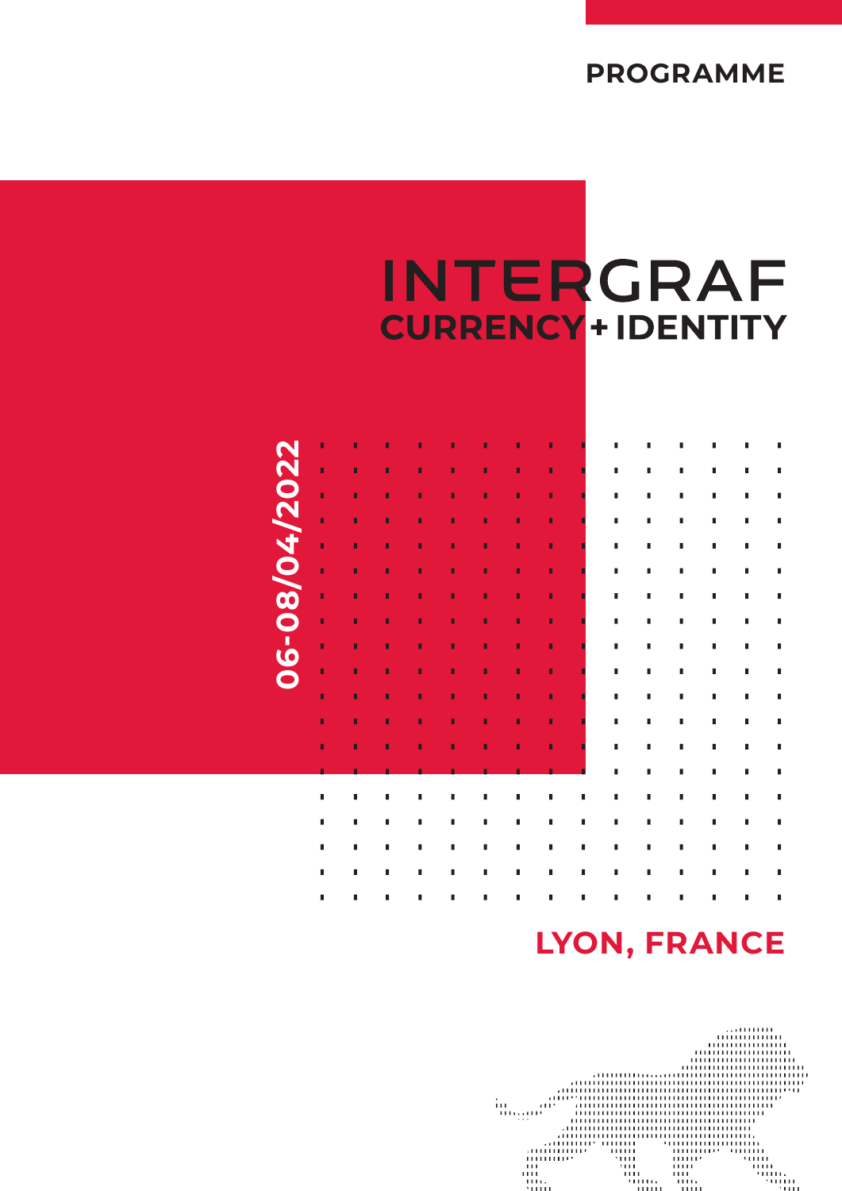PROGRAMME

# INTERGRAF

## CURRENCY + IDENTITY

06-08/04/2022

LYON, FRANCE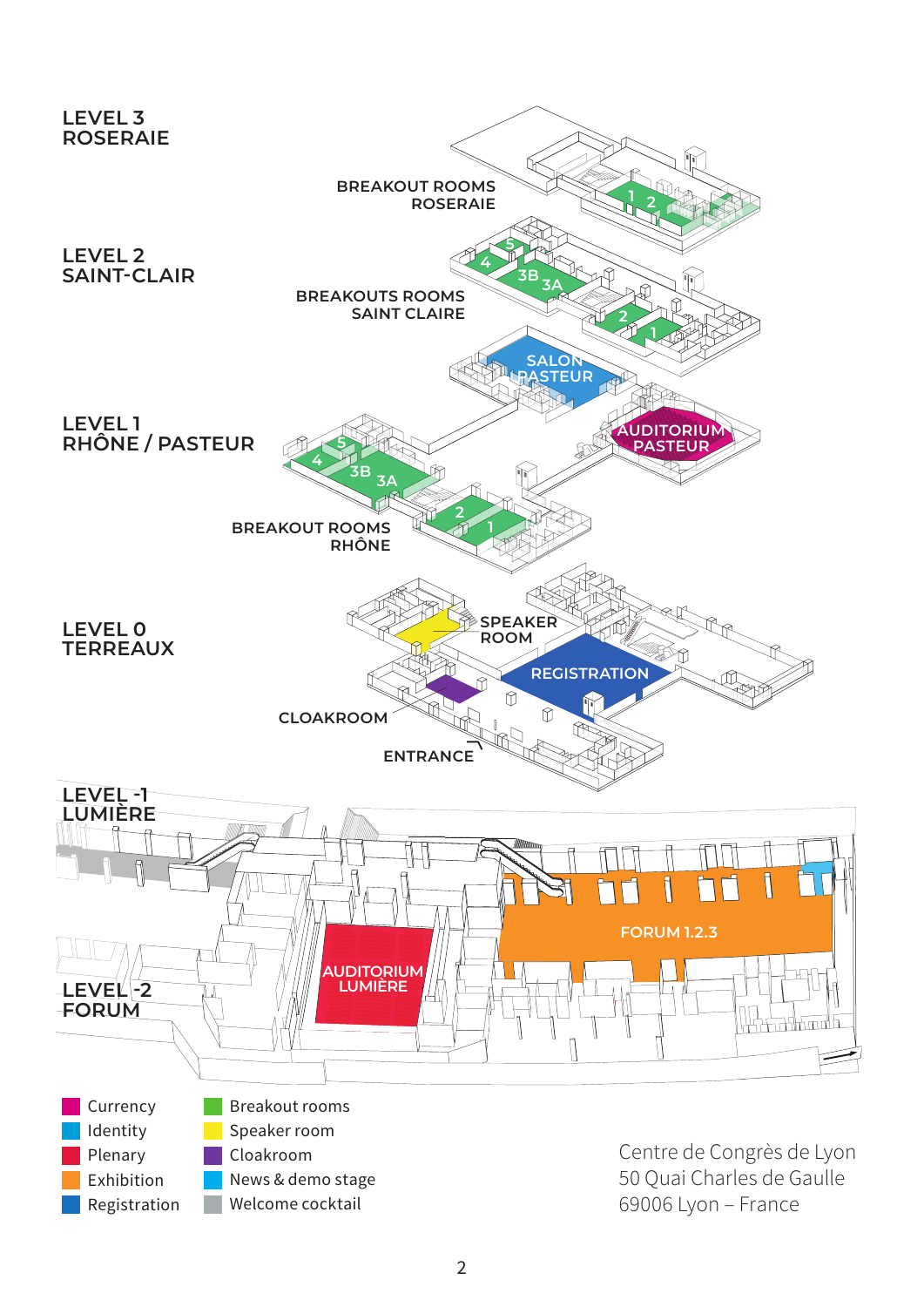LEVEL 3
ROSERAIE

BREAKOUT ROOMS
ROSERAIE

1
2

LEVEL 2
SAINT-CLAIR

BREAKOUTS ROOMS
SAINT CLAIRE

5
4
3B
3A
2
1

LEVEL 1
RHÔNE / PASTEUR

SALON
PASTEUR

AUDITORIUM
PASTEUR

5
4
3B
3A
2
1

BREAKOUT ROOMS
RHÔNE

LEVEL 0
TERREAUX

SPEAKER
ROOM

REGISTRATION

CLOAKROOM

ENTRANCE

LEVEL -1
LUMIÈRE

LEVEL -2
FORUM

AUDITORIUM
LUMIÈRE

FORUM 1.2.3

- Currency
- Identity
- Plenary
- Exhibition
- Registration
- Breakout rooms
- Speaker room
- Cloakroom
- News & demo stage
- Welcome cocktail

Centre de Congrès de Lyon
50 Quai Charles de Gaulle
69006 Lyon – France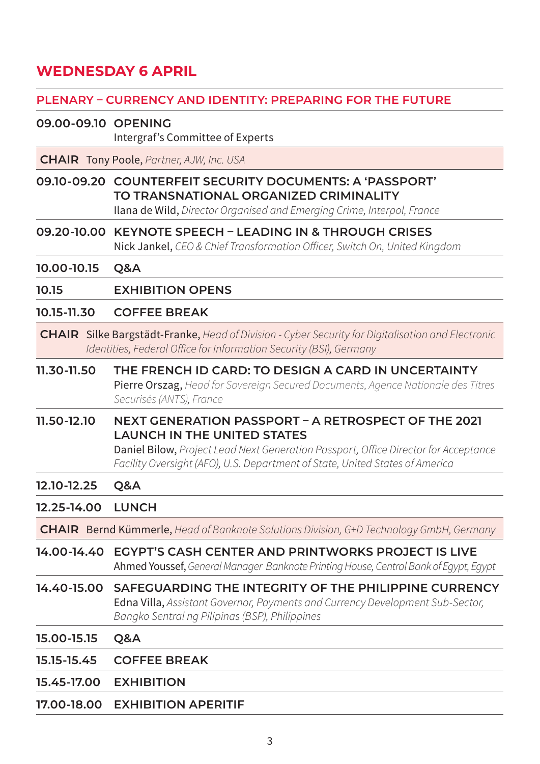## WEDNESDAY 6 APRIL

### PLENARY – CURRENCY AND IDENTITY: PREPARING FOR THE FUTURE

**09.00-09.10 OPENING**
Intergraf's Committee of Experts

**CHAIR** Tony Poole, *Partner, AJW, Inc. USA*

**09.10-09.20 COUNTERFEIT SECURITY DOCUMENTS: A 'PASSPORT' TO TRANSNATIONAL ORGANIZED CRIMINALITY**
Ilana de Wild, *Director Organised and Emerging Crime, Interpol, France*

**09.20-10.00 KEYNOTE SPEECH – LEADING IN & THROUGH CRISES**
Nick Jankel, *CEO & Chief Transformation Officer, Switch On, United Kingdom*

**10.00-10.15 Q&A**

**10.15 EXHIBITION OPENS**

**10.15-11.30 COFFEE BREAK**

**CHAIR** Silke Bargstädt-Franke, *Head of Division - Cyber Security for Digitalisation and Electronic Identities, Federal Office for Information Security (BSI), Germany*

**11.30-11.50 THE FRENCH ID CARD: TO DESIGN A CARD IN UNCERTAINTY**
Pierre Orszag, *Head for Sovereign Secured Documents, Agence Nationale des Titres Securisés (ANTS), France*

**11.50-12.10 NEXT GENERATION PASSPORT – A RETROSPECT OF THE 2021 LAUNCH IN THE UNITED STATES**
Daniel Bilow, *Project Lead Next Generation Passport, Office Director for Acceptance Facility Oversight (AFO), U.S. Department of State, United States of America*

**12.10-12.25 Q&A**

**12.25-14.00 LUNCH**

**CHAIR** Bernd Kümmerle, *Head of Banknote Solutions Division, G+D Technology GmbH, Germany*

**14.00-14.40 EGYPT'S CASH CENTER AND PRINTWORKS PROJECT IS LIVE**
Ahmed Youssef, *General Manager Banknote Printing House, Central Bank of Egypt, Egypt*

**14.40-15.00 SAFEGUARDING THE INTEGRITY OF THE PHILIPPINE CURRENCY**
Edna Villa, *Assistant Governor, Payments and Currency Development Sub-Sector, Bangko Sentral ng Pilipinas (BSP), Philippines*

**15.00-15.15 Q&A**

**15.15-15.45 COFFEE BREAK**

**15.45-17.00 EXHIBITION**

**17.00-18.00 EXHIBITION APERITIF**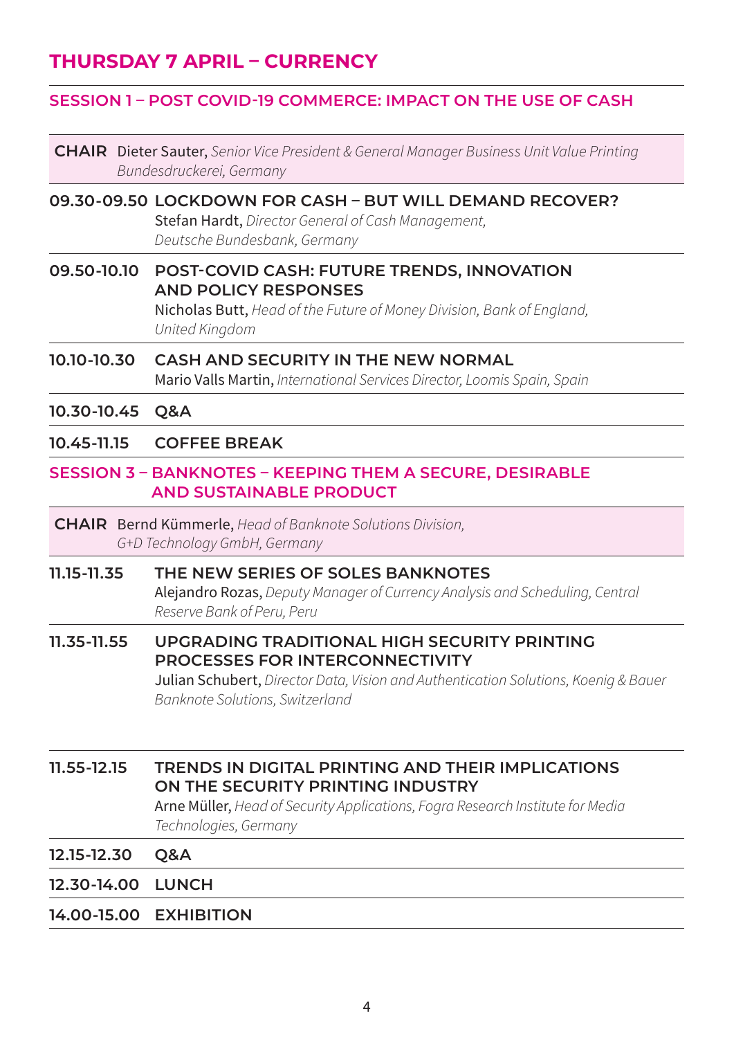## THURSDAY 7 APRIL – CURRENCY

### SESSION 1 – POST COVID-19 COMMERCE: IMPACT ON THE USE OF CASH

**CHAIR** Dieter Sauter, *Senior Vice President & General Manager Business Unit Value Printing Bundesdruckerei, Germany*

**09.30-09.50 LOCKDOWN FOR CASH – BUT WILL DEMAND RECOVER?**
Stefan Hardt, *Director General of Cash Management, Deutsche Bundesbank, Germany*

**09.50-10.10 POST-COVID CASH: FUTURE TRENDS, INNOVATION AND POLICY RESPONSES**
Nicholas Butt, *Head of the Future of Money Division, Bank of England, United Kingdom*

**10.10-10.30 CASH AND SECURITY IN THE NEW NORMAL**
Mario Valls Martin, *International Services Director, Loomis Spain, Spain*

**10.30-10.45 Q&A**

**10.45-11.15 COFFEE BREAK**

### SESSION 3 – BANKNOTES – KEEPING THEM A SECURE, DESIRABLE AND SUSTAINABLE PRODUCT

**CHAIR** Bernd Kümmerle, *Head of Banknote Solutions Division, G+D Technology GmbH, Germany*

**11.15-11.35 THE NEW SERIES OF SOLES BANKNOTES**
Alejandro Rozas, *Deputy Manager of Currency Analysis and Scheduling, Central Reserve Bank of Peru, Peru*

**11.35-11.55 UPGRADING TRADITIONAL HIGH SECURITY PRINTING PROCESSES FOR INTERCONNECTIVITY**
Julian Schubert, *Director Data, Vision and Authentication Solutions, Koenig & Bauer Banknote Solutions, Switzerland*

**11.55-12.15 TRENDS IN DIGITAL PRINTING AND THEIR IMPLICATIONS ON THE SECURITY PRINTING INDUSTRY**
Arne Müller, *Head of Security Applications, Fogra Research Institute for Media Technologies, Germany*

**12.15-12.30 Q&A**

**12.30-14.00 LUNCH**

**14.00-15.00 EXHIBITION**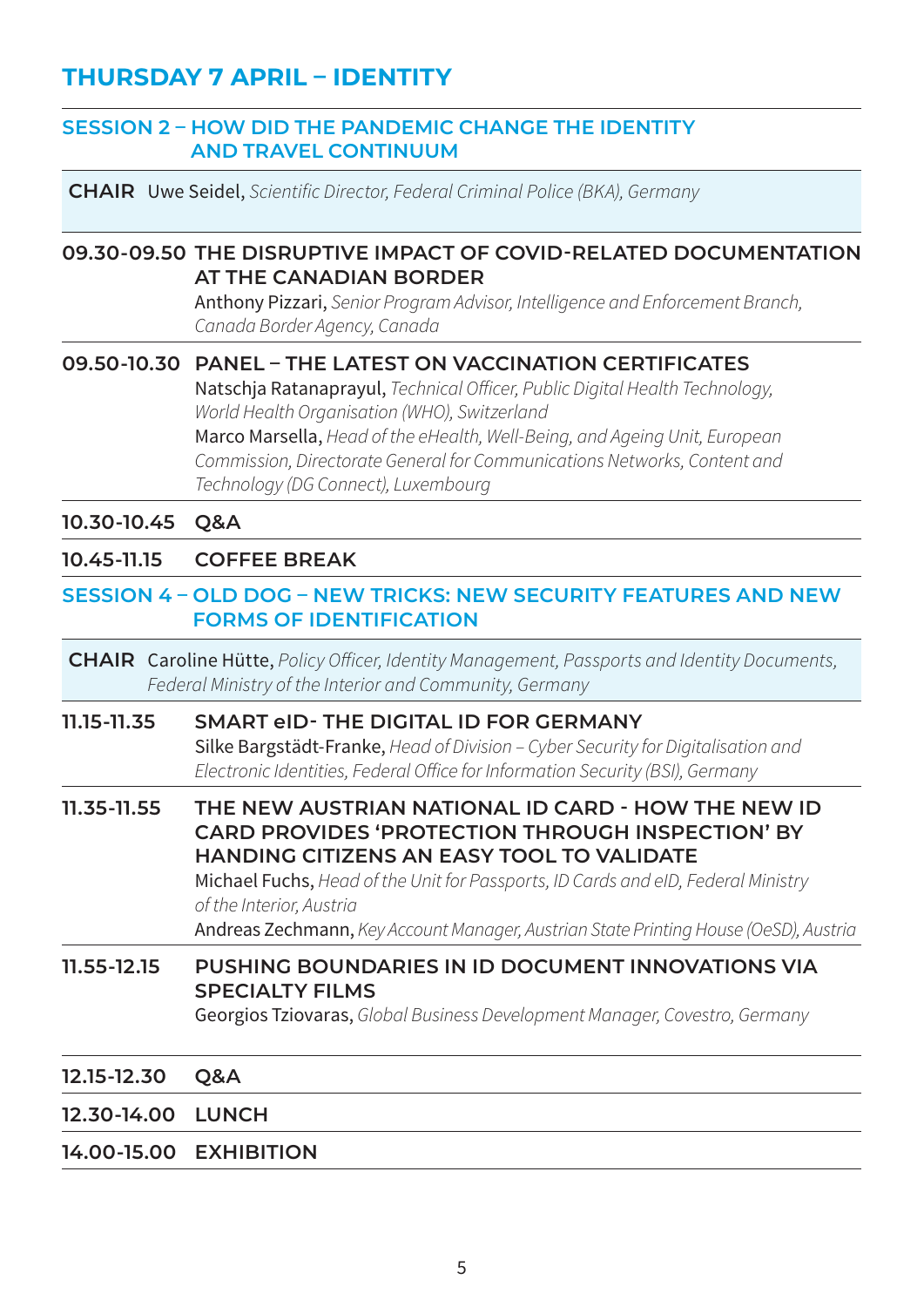# THURSDAY 7 APRIL – IDENTITY

## SESSION 2 – HOW DID THE PANDEMIC CHANGE THE IDENTITY AND TRAVEL CONTINUUM

**CHAIR** Uwe Seidel, *Scientific Director, Federal Criminal Police (BKA), Germany*

**09.30-09.50 THE DISRUPTIVE IMPACT OF COVID-RELATED DOCUMENTATION AT THE CANADIAN BORDER**

Anthony Pizzari, *Senior Program Advisor, Intelligence and Enforcement Branch, Canada Border Agency, Canada*

**09.50-10.30 PANEL – THE LATEST ON VACCINATION CERTIFICATES**

Natschja Ratanaprayul, *Technical Officer, Public Digital Health Technology, World Health Organisation (WHO), Switzerland*

Marco Marsella, *Head of the eHealth, Well-Being, and Ageing Unit, European Commission, Directorate General for Communications Networks, Content and Technology (DG Connect), Luxembourg*

**10.30-10.45 Q&A**

**10.45-11.15 COFFEE BREAK**

## SESSION 4 – OLD DOG – NEW TRICKS: NEW SECURITY FEATURES AND NEW FORMS OF IDENTIFICATION

**CHAIR** Caroline Hütte, *Policy Officer, Identity Management, Passports and Identity Documents, Federal Ministry of the Interior and Community, Germany*

**11.15-11.35 SMART eID- THE DIGITAL ID FOR GERMANY**

Silke Bargstädt-Franke, *Head of Division – Cyber Security for Digitalisation and Electronic Identities, Federal Office for Information Security (BSI), Germany*

**11.35-11.55 THE NEW AUSTRIAN NATIONAL ID CARD - HOW THE NEW ID CARD PROVIDES 'PROTECTION THROUGH INSPECTION' BY HANDING CITIZENS AN EASY TOOL TO VALIDATE**

Michael Fuchs, *Head of the Unit for Passports, ID Cards and eID, Federal Ministry of the Interior, Austria*

Andreas Zechmann, *Key Account Manager, Austrian State Printing House (OeSD), Austria*

**11.55-12.15 PUSHING BOUNDARIES IN ID DOCUMENT INNOVATIONS VIA SPECIALTY FILMS**

Georgios Tziovaras, *Global Business Development Manager, Covestro, Germany*

**12.15-12.30 Q&A**

**12.30-14.00 LUNCH**

**14.00-15.00 EXHIBITION**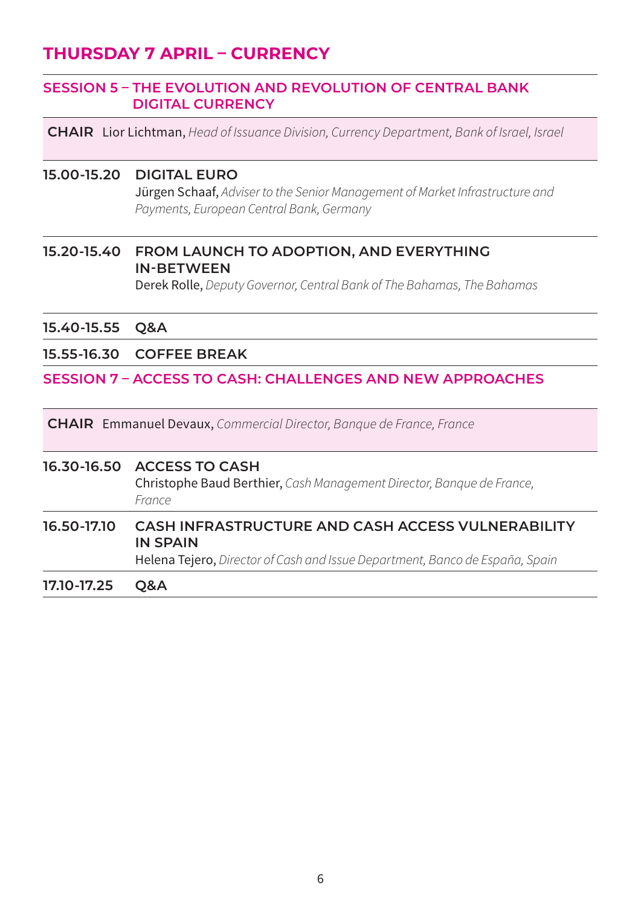## THURSDAY 7 APRIL – CURRENCY

### SESSION 5 – THE EVOLUTION AND REVOLUTION OF CENTRAL BANK DIGITAL CURRENCY

**CHAIR** Lior Lichtman, *Head of Issuance Division, Currency Department, Bank of Israel, Israel*

**15.00-15.20** **DIGITAL EURO**
Jürgen Schaaf, *Adviser to the Senior Management of Market Infrastructure and Payments, European Central Bank, Germany*

**15.20-15.40** **FROM LAUNCH TO ADOPTION, AND EVERYTHING IN-BETWEEN**
Derek Rolle, *Deputy Governor, Central Bank of The Bahamas, The Bahamas*

**15.40-15.55** **Q&A**

**15.55-16.30** **COFFEE BREAK**

### SESSION 7 – ACCESS TO CASH: CHALLENGES AND NEW APPROACHES

**CHAIR** Emmanuel Devaux, *Commercial Director, Banque de France, France*

**16.30-16.50** **ACCESS TO CASH**
Christophe Baud Berthier, *Cash Management Director, Banque de France, France*

**16.50-17.10** **CASH INFRASTRUCTURE AND CASH ACCESS VULNERABILITY IN SPAIN**
Helena Tejero, *Director of Cash and Issue Department, Banco de España, Spain*

**17.10-17.25** **Q&A**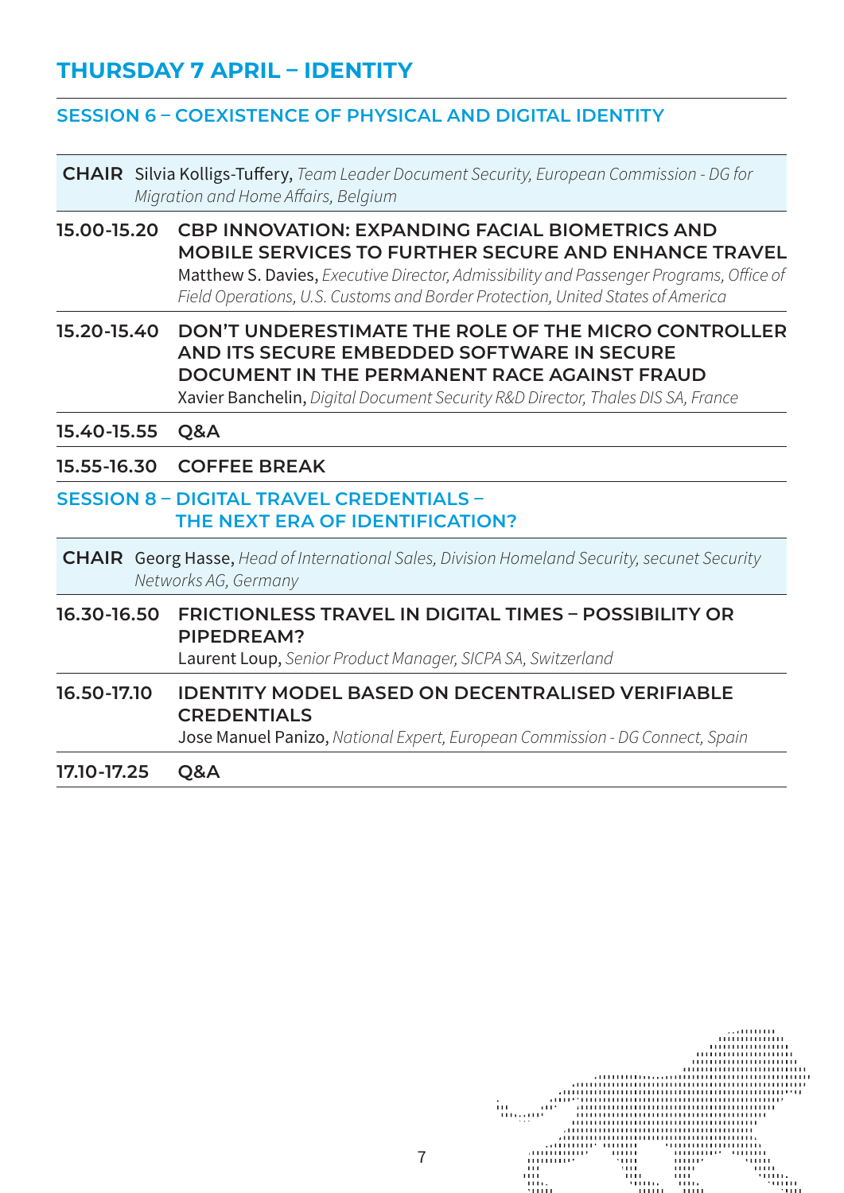## THURSDAY 7 APRIL – IDENTITY

### SESSION 6 – COEXISTENCE OF PHYSICAL AND DIGITAL IDENTITY

**CHAIR** Silvia Kolligs-Tuffery, *Team Leader Document Security, European Commission - DG for Migration and Home Affairs, Belgium*

**15.00-15.20** **CBP INNOVATION: EXPANDING FACIAL BIOMETRICS AND MOBILE SERVICES TO FURTHER SECURE AND ENHANCE TRAVEL**
Matthew S. Davies, *Executive Director, Admissibility and Passenger Programs, Office of Field Operations, U.S. Customs and Border Protection, United States of America*

**15.20-15.40** **DON'T UNDERESTIMATE THE ROLE OF THE MICRO CONTROLLER AND ITS SECURE EMBEDDED SOFTWARE IN SECURE DOCUMENT IN THE PERMANENT RACE AGAINST FRAUD**
Xavier Banchelin, *Digital Document Security R&D Director, Thales DIS SA, France*

**15.40-15.55** **Q&A**

**15.55-16.30** **COFFEE BREAK**

### SESSION 8 – DIGITAL TRAVEL CREDENTIALS – THE NEXT ERA OF IDENTIFICATION?

**CHAIR** Georg Hasse, *Head of International Sales, Division Homeland Security, secunet Security Networks AG, Germany*

**16.30-16.50** **FRICTIONLESS TRAVEL IN DIGITAL TIMES – POSSIBILITY OR PIPEDREAM?**
Laurent Loup, *Senior Product Manager, SICPA SA, Switzerland*

**16.50-17.10** **IDENTITY MODEL BASED ON DECENTRALISED VERIFIABLE CREDENTIALS**
Jose Manuel Panizo, *National Expert, European Commission - DG Connect, Spain*

**17.10-17.25** **Q&A**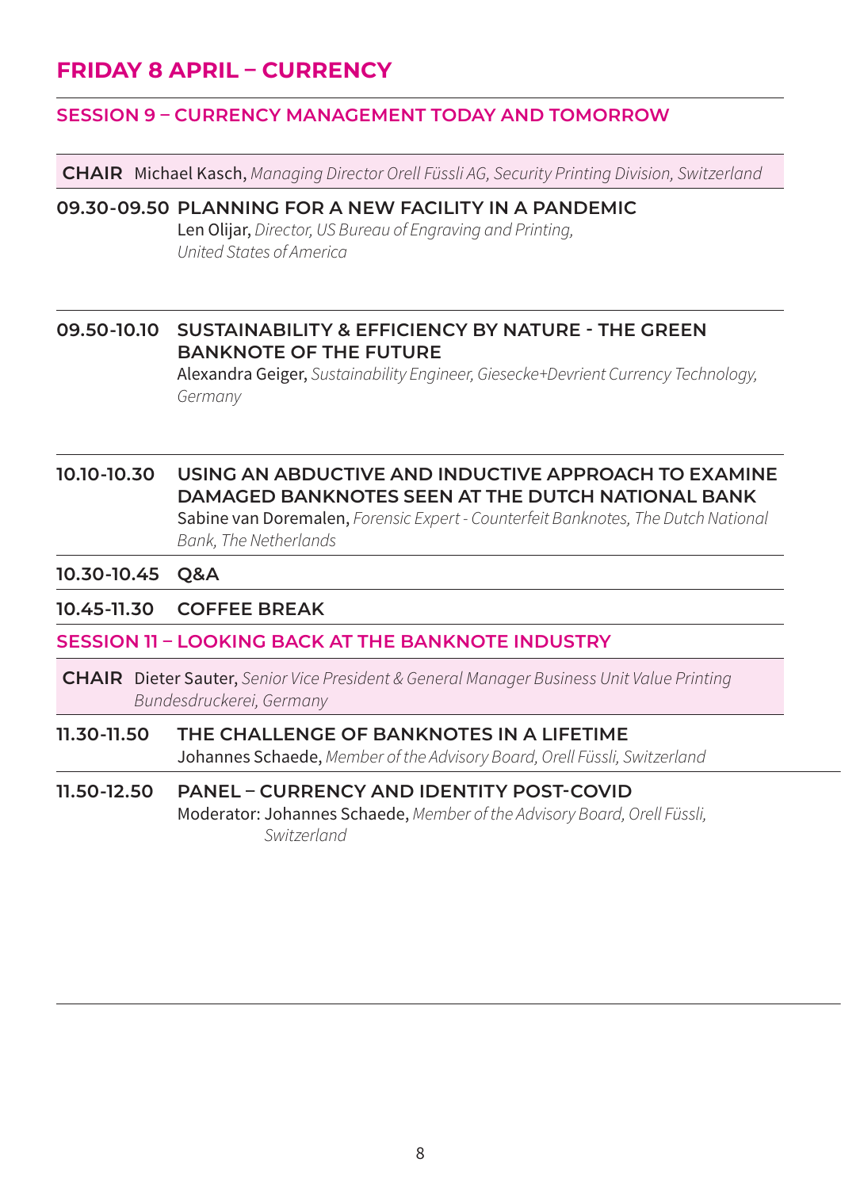# FRIDAY 8 APRIL – CURRENCY

## SESSION 9 – CURRENCY MANAGEMENT TODAY AND TOMORROW

**CHAIR** Michael Kasch, *Managing Director Orell Füssli AG, Security Printing Division, Switzerland*

**09.30-09.50 PLANNING FOR A NEW FACILITY IN A PANDEMIC**
Len Olijar, *Director, US Bureau of Engraving and Printing, United States of America*

**09.50-10.10 SUSTAINABILITY & EFFICIENCY BY NATURE - THE GREEN BANKNOTE OF THE FUTURE**
Alexandra Geiger, *Sustainability Engineer, Giesecke+Devrient Currency Technology, Germany*

**10.10-10.30 USING AN ABDUCTIVE AND INDUCTIVE APPROACH TO EXAMINE DAMAGED BANKNOTES SEEN AT THE DUTCH NATIONAL BANK**
Sabine van Doremalen, *Forensic Expert - Counterfeit Banknotes, The Dutch National Bank, The Netherlands*

**10.30-10.45 Q&A**

**10.45-11.30 COFFEE BREAK**

## SESSION 11 – LOOKING BACK AT THE BANKNOTE INDUSTRY

**CHAIR** Dieter Sauter, *Senior Vice President & General Manager Business Unit Value Printing Bundesdruckerei, Germany*

**11.30-11.50 THE CHALLENGE OF BANKNOTES IN A LIFETIME**
Johannes Schaede, *Member of the Advisory Board, Orell Füssli, Switzerland*

**11.50-12.50 PANEL – CURRENCY AND IDENTITY POST-COVID**
Moderator: Johannes Schaede, *Member of the Advisory Board, Orell Füssli, Switzerland*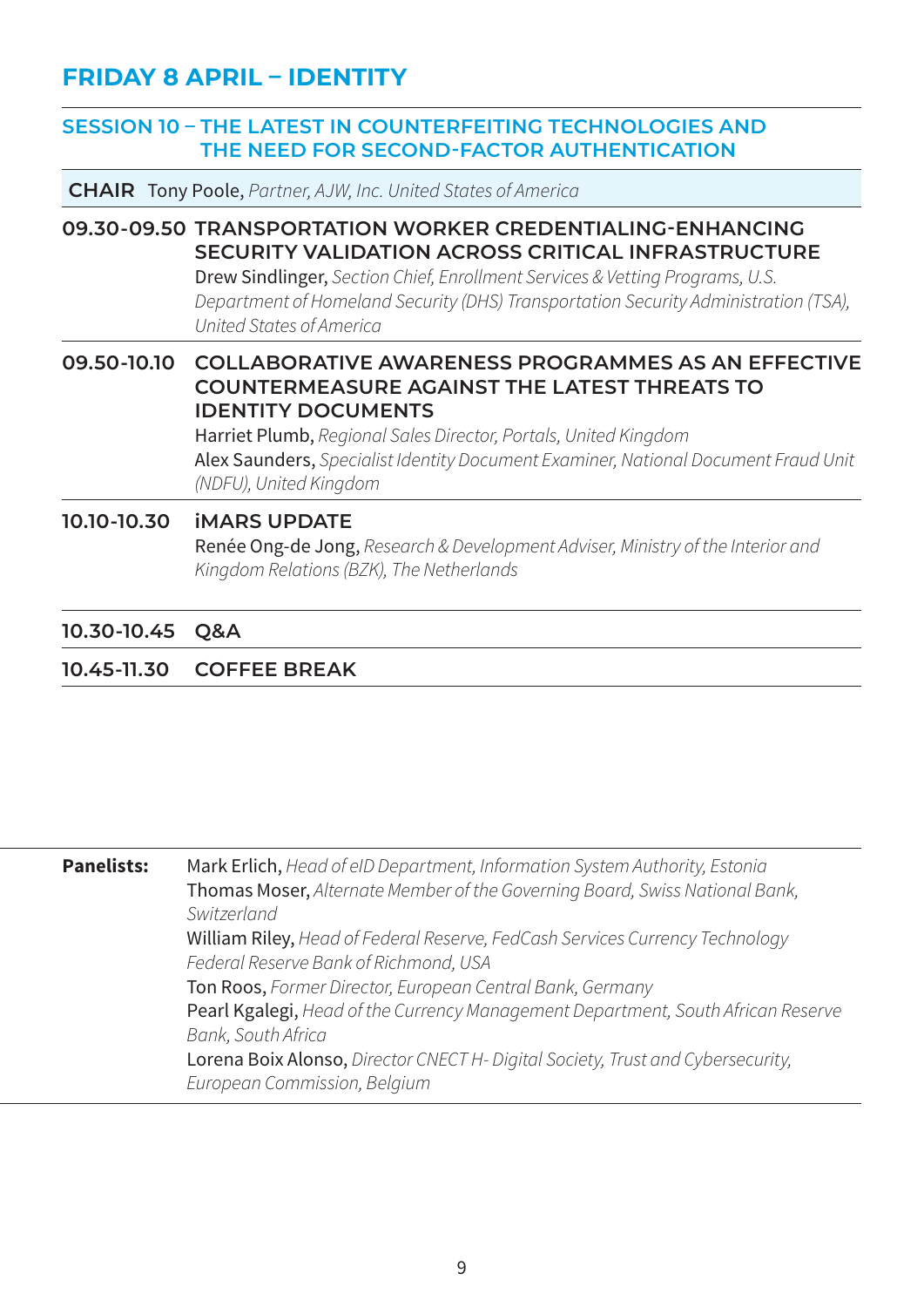## FRIDAY 8 APRIL – IDENTITY

### SESSION 10 – THE LATEST IN COUNTERFEITING TECHNOLOGIES AND THE NEED FOR SECOND-FACTOR AUTHENTICATION

**CHAIR** Tony Poole, *Partner, AJW, Inc. United States of America*

**09.30-09.50 TRANSPORTATION WORKER CREDENTIALING-ENHANCING SECURITY VALIDATION ACROSS CRITICAL INFRASTRUCTURE**
Drew Sindlinger, *Section Chief, Enrollment Services & Vetting Programs, U.S. Department of Homeland Security (DHS) Transportation Security Administration (TSA), United States of America*

**09.50-10.10 COLLABORATIVE AWARENESS PROGRAMMES AS AN EFFECTIVE COUNTERMEASURE AGAINST THE LATEST THREATS TO IDENTITY DOCUMENTS**
Harriet Plumb, *Regional Sales Director, Portals, United Kingdom*
Alex Saunders, *Specialist Identity Document Examiner, National Document Fraud Unit (NDFU), United Kingdom*

**10.10-10.30 iMARS UPDATE**
Renée Ong-de Jong, *Research & Development Adviser, Ministry of the Interior and Kingdom Relations (BZK), The Netherlands*

**10.30-10.45 Q&A**

**10.45-11.30 COFFEE BREAK**

---

**Panelists:**
Mark Erlich, *Head of eID Department, Information System Authority, Estonia*
Thomas Moser, *Alternate Member of the Governing Board, Swiss National Bank, Switzerland*
William Riley, *Head of Federal Reserve, FedCash Services Currency Technology Federal Reserve Bank of Richmond, USA*
Ton Roos, *Former Director, European Central Bank, Germany*
Pearl Kgalegi, *Head of the Currency Management Department, South African Reserve Bank, South Africa*
Lorena Boix Alonso, *Director CNECT H- Digital Society, Trust and Cybersecurity, European Commission, Belgium*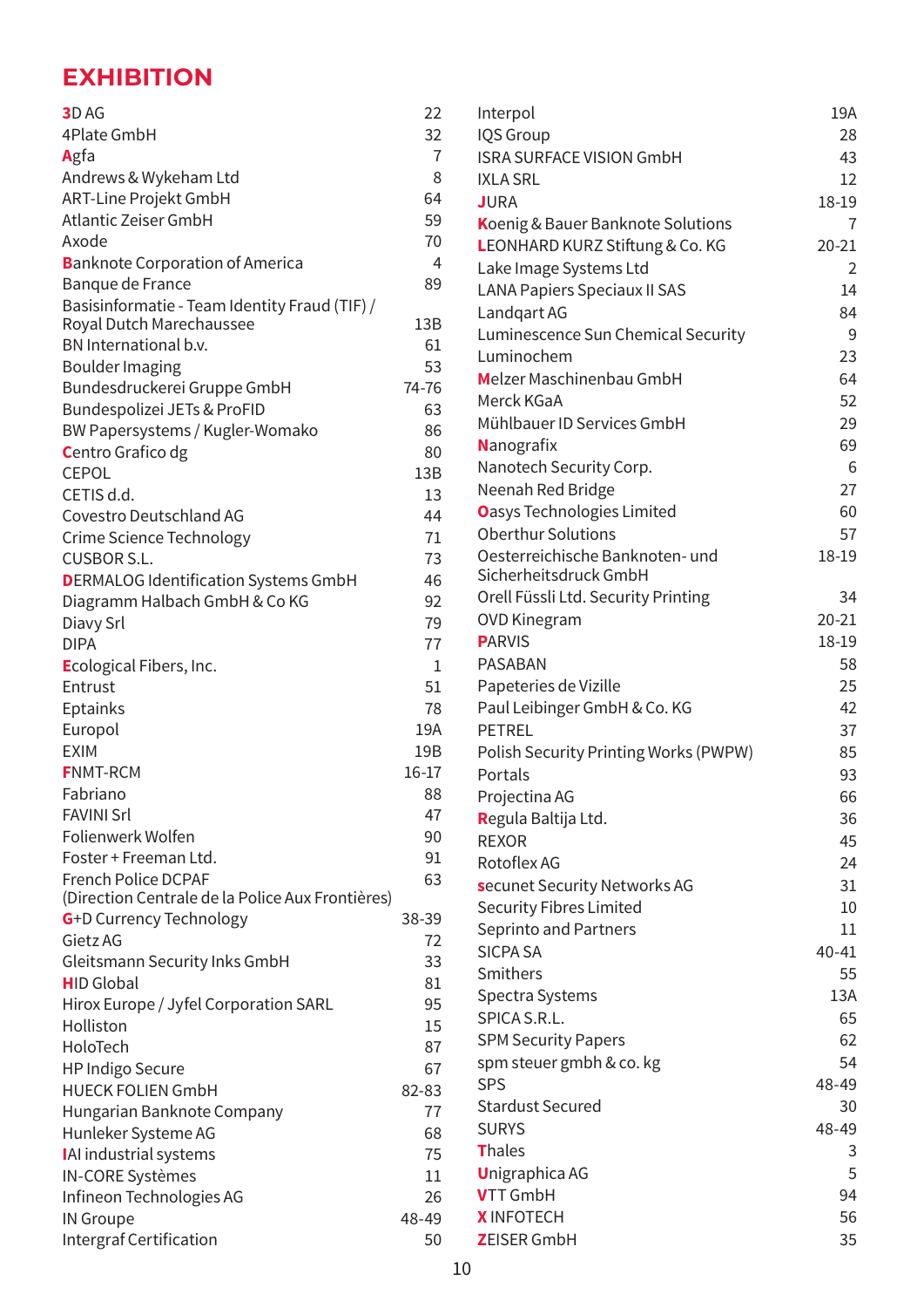# EXHIBITION

| | |
|---|---|
| 3D AG | 22 |
| 4Plate GmbH | 32 |
| Agfa | 7 |
| Andrews & Wykeham Ltd | 8 |
| ART-Line Projekt GmbH | 64 |
| Atlantic Zeiser GmbH | 59 |
| Axode | 70 |
| Banknote Corporation of America | 4 |
| Banque de France | 89 |
| Basisinformatie - Team Identity Fraud (TIF) / Royal Dutch Marechaussee | 13B |
| BN International b.v. | 61 |
| Boulder Imaging | 53 |
| Bundesdruckerei Gruppe GmbH | 74-76 |
| Bundespolizei JETs & ProFID | 63 |
| BW Papersystems / Kugler-Womako | 86 |
| Centro Grafico dg | 80 |
| CEPOL | 13B |
| CETIS d.d. | 13 |
| Covestro Deutschland AG | 44 |
| Crime Science Technology | 71 |
| CUSBOR S.L. | 73 |
| DERMALOG Identification Systems GmbH | 46 |
| Diagramm Halbach GmbH & Co KG | 92 |
| Diavy Srl | 79 |
| DIPA | 77 |
| Ecological Fibers, Inc. | 1 |
| Entrust | 51 |
| Eptainks | 78 |
| Europol | 19A |
| EXIM | 19B |
| FNMT-RCM | 16-17 |
| Fabriano | 88 |
| FAVINI Srl | 47 |
| Folienwerk Wolfen | 90 |
| Foster + Freeman Ltd. | 91 |
| French Police DCPAF (Direction Centrale de la Police Aux Frontières) | 63 |
| G+D Currency Technology | 38-39 |
| Gietz AG | 72 |
| Gleitsmann Security Inks GmbH | 33 |
| HID Global | 81 |
| Hirox Europe / Jyfel Corporation SARL | 95 |
| Holliston | 15 |
| HoloTech | 87 |
| HP Indigo Secure | 67 |
| HUECK FOLIEN GmbH | 82-83 |
| Hungarian Banknote Company | 77 |
| Hunleker Systeme AG | 68 |
| IAI industrial systems | 75 |
| IN-CORE Systèmes | 11 |
| Infineon Technologies AG | 26 |
| IN Groupe | 48-49 |
| Intergraf Certification | 50 |
| Interpol | 19A |
| IQS Group | 28 |
| ISRA SURFACE VISION GmbH | 43 |
| IXLA SRL | 12 |
| JURA | 18-19 |
| Koenig & Bauer Banknote Solutions | 7 |
| LEONHARD KURZ Stiftung & Co. KG | 20-21 |
| Lake Image Systems Ltd | 2 |
| LANA Papiers Speciaux II SAS | 14 |
| Landqart AG | 84 |
| Luminescence Sun Chemical Security | 9 |
| Luminochem | 23 |
| Melzer Maschinenbau GmbH | 64 |
| Merck KGaA | 52 |
| Mühlbauer ID Services GmbH | 29 |
| Nanografix | 69 |
| Nanotech Security Corp. | 6 |
| Neenah Red Bridge | 27 |
| Oasys Technologies Limited | 60 |
| Oberthur Solutions | 57 |
| Oesterreichische Banknoten- und Sicherheitsdruck GmbH | 18-19 |
| Orell Füssli Ltd. Security Printing | 34 |
| OVD Kinegram | 20-21 |
| PARVIS | 18-19 |
| PASABAN | 58 |
| Papeteries de Vizille | 25 |
| Paul Leibinger GmbH & Co. KG | 42 |
| PETREL | 37 |
| Polish Security Printing Works (PWPW) | 85 |
| Portals | 93 |
| Projectina AG | 66 |
| Regula Baltija Ltd. | 36 |
| REXOR | 45 |
| Rotoflex AG | 24 |
| secunet Security Networks AG | 31 |
| Security Fibres Limited | 10 |
| Seprinto and Partners | 11 |
| SICPA SA | 40-41 |
| Smithers | 55 |
| Spectra Systems | 13A |
| SPICA S.R.L. | 65 |
| SPM Security Papers | 62 |
| spm steuer gmbh & co. kg | 54 |
| SPS | 48-49 |
| Stardust Secured | 30 |
| SURYS | 48-49 |
| Thales | 3 |
| Unigraphica AG | 5 |
| VTT GmbH | 94 |
| X INFOTECH | 56 |
| ZEISER GmbH | 35 |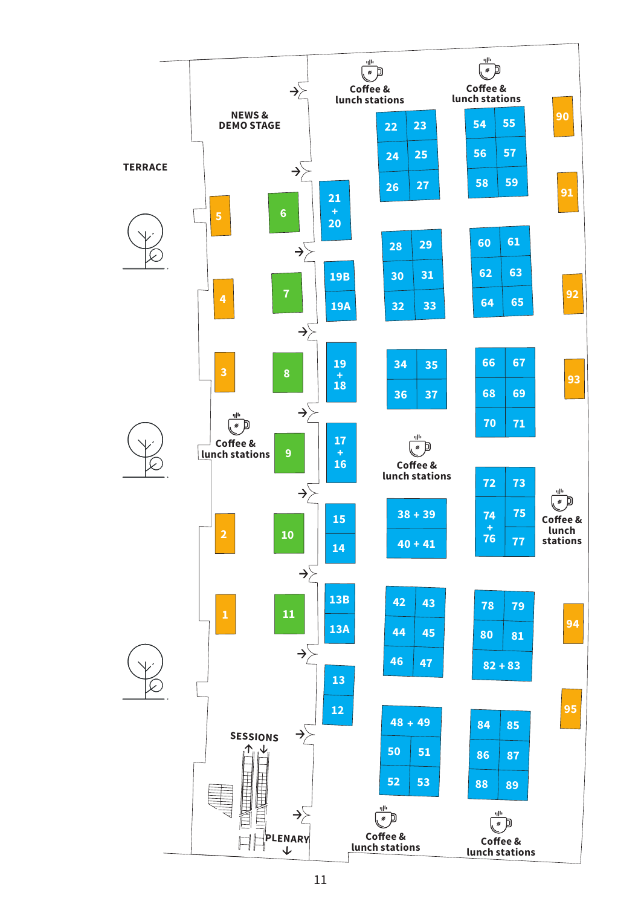NEWS & DEMO STAGE

TERRACE

Coffee & lunch stations

Coffee & lunch stations

Coffee & lunch stations

Coffee & lunch stations

Coffee & lunch stations

Coffee & lunch stations

Coffee & lunch stations

SESSIONS

PLENARY

5
6
4
7
3
8
9
2
10
1
11

21 + 20
19B
19A
19 + 18
17 + 16
15
14
13B
13A
13
12

22 23
24 25
26 27
28 29
30 31
32 33
34 35
36 37
38 + 39
40 + 41
42 43
44 45
46 47
48 + 49
50 51
52 53

54 55
56 57
58 59
60 61
62 63
64 65
66 67
68 69
70 71
72 73
74 + 76 75
77
78 79
80 81
82 + 83
84 85
86 87
88 89

90
91
92
93
94
95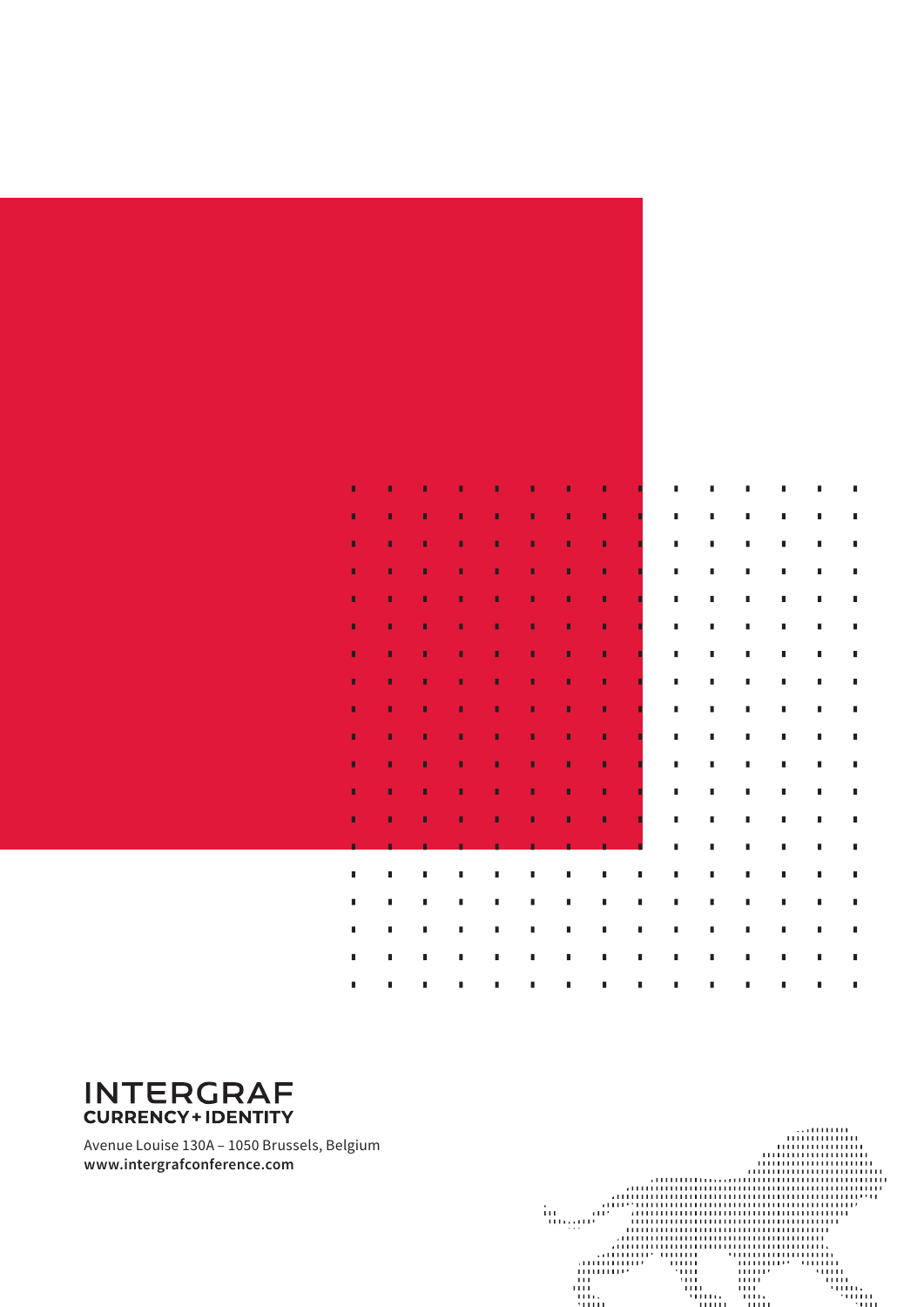INTERGRAF
CURRENCY + IDENTITY

Avenue Louise 130A – 1050 Brussels, Belgium
**www.intergrafconference.com**